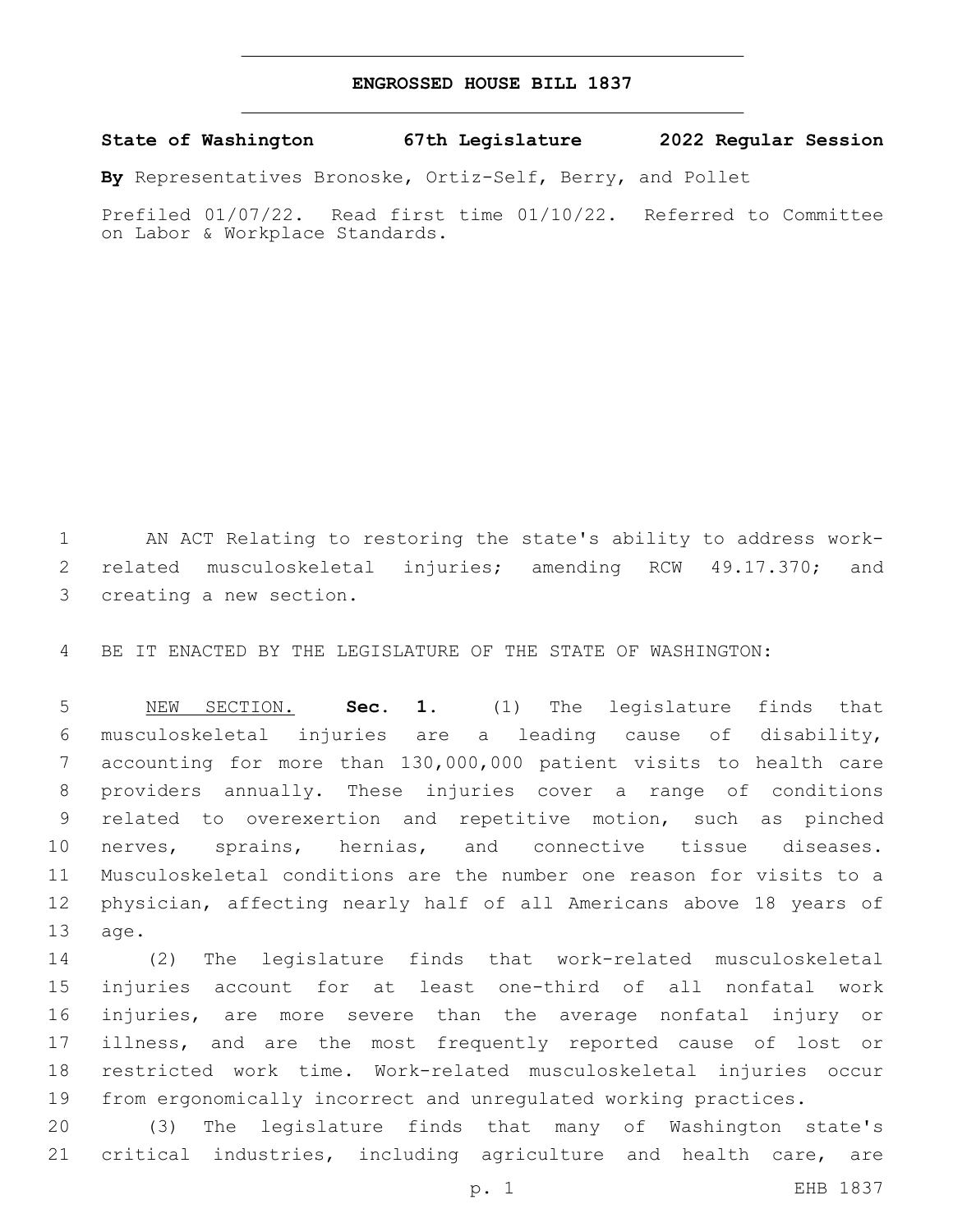# ENGROSSED HOUSE BILL 1837

**State of Washington 67th Legislature 2022 Regular Session**

**By** Representatives Bronoske, Ortiz-Self, Berry, and Pollet

Prefiled 01/07/22. Read first time 01/10/22. Referred to Committee on Labor & Workplace Standards.

AN ACT Relating to restoring the state's ability to address work-related musculoskeletal injuries; amending RCW 49.17.370; and creating a new section.

BE IT ENACTED BY THE LEGISLATURE OF THE STATE OF WASHINGTON:

NEW SECTION. **Sec. 1.** (1) The legislature finds that musculoskeletal injuries are a leading cause of disability, accounting for more than 130,000,000 patient visits to health care providers annually. These injuries cover a range of conditions related to overexertion and repetitive motion, such as pinched nerves, sprains, hernias, and connective tissue diseases. Musculoskeletal conditions are the number one reason for visits to a physician, affecting nearly half of all Americans above 18 years of age.

(2) The legislature finds that work-related musculoskeletal injuries account for at least one-third of all nonfatal work injuries, are more severe than the average nonfatal injury or illness, and are the most frequently reported cause of lost or restricted work time. Work-related musculoskeletal injuries occur from ergonomically incorrect and unregulated working practices.

(3) The legislature finds that many of Washington state's critical industries, including agriculture and health care, are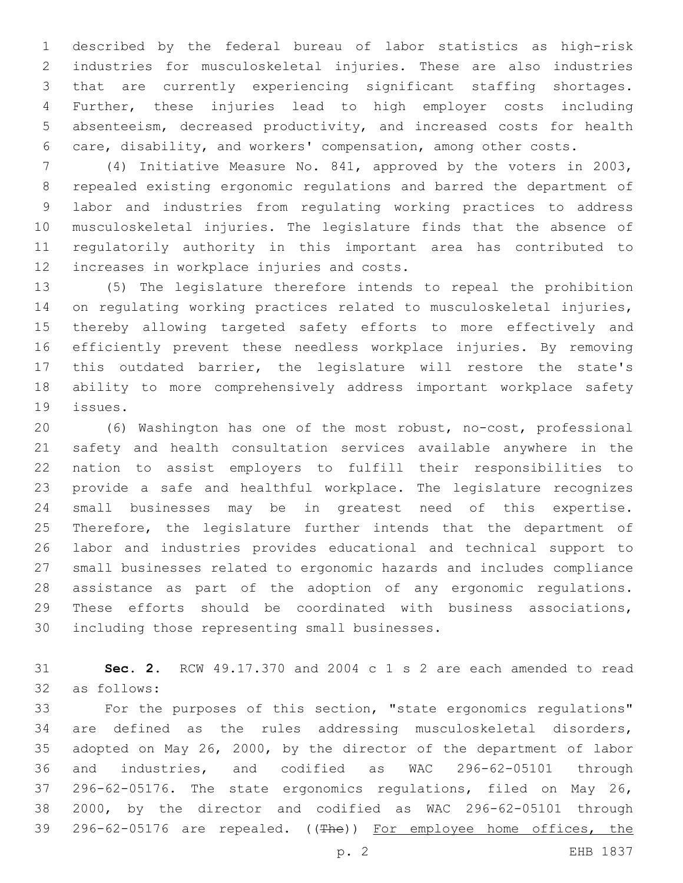described by the federal bureau of labor statistics as high-risk industries for musculoskeletal injuries. These are also industries that are currently experiencing significant staffing shortages. Further, these injuries lead to high employer costs including absenteeism, decreased productivity, and increased costs for health care, disability, and workers' compensation, among other costs.

(4) Initiative Measure No. 841, approved by the voters in 2003, repealed existing ergonomic regulations and barred the department of labor and industries from regulating working practices to address musculoskeletal injuries. The legislature finds that the absence of regulatorily authority in this important area has contributed to increases in workplace injuries and costs.

(5) The legislature therefore intends to repeal the prohibition on regulating working practices related to musculoskeletal injuries, thereby allowing targeted safety efforts to more effectively and efficiently prevent these needless workplace injuries. By removing this outdated barrier, the legislature will restore the state's ability to more comprehensively address important workplace safety issues.

(6) Washington has one of the most robust, no-cost, professional safety and health consultation services available anywhere in the nation to assist employers to fulfill their responsibilities to provide a safe and healthful workplace. The legislature recognizes small businesses may be in greatest need of this expertise. Therefore, the legislature further intends that the department of labor and industries provides educational and technical support to small businesses related to ergonomic hazards and includes compliance assistance as part of the adoption of any ergonomic regulations. These efforts should be coordinated with business associations, including those representing small businesses.

**Sec. 2.** RCW 49.17.370 and 2004 c 1 s 2 are each amended to read as follows:

For the purposes of this section, "state ergonomics regulations" are defined as the rules addressing musculoskeletal disorders, adopted on May 26, 2000, by the director of the department of labor and industries, and codified as WAC 296-62-05101 through 296-62-05176. The state ergonomics regulations, filed on May 26, 2000, by the director and codified as WAC 296-62-05101 through 296-62-05176 are repealed. ((~~The~~)) <u>For employee home offices, the</u>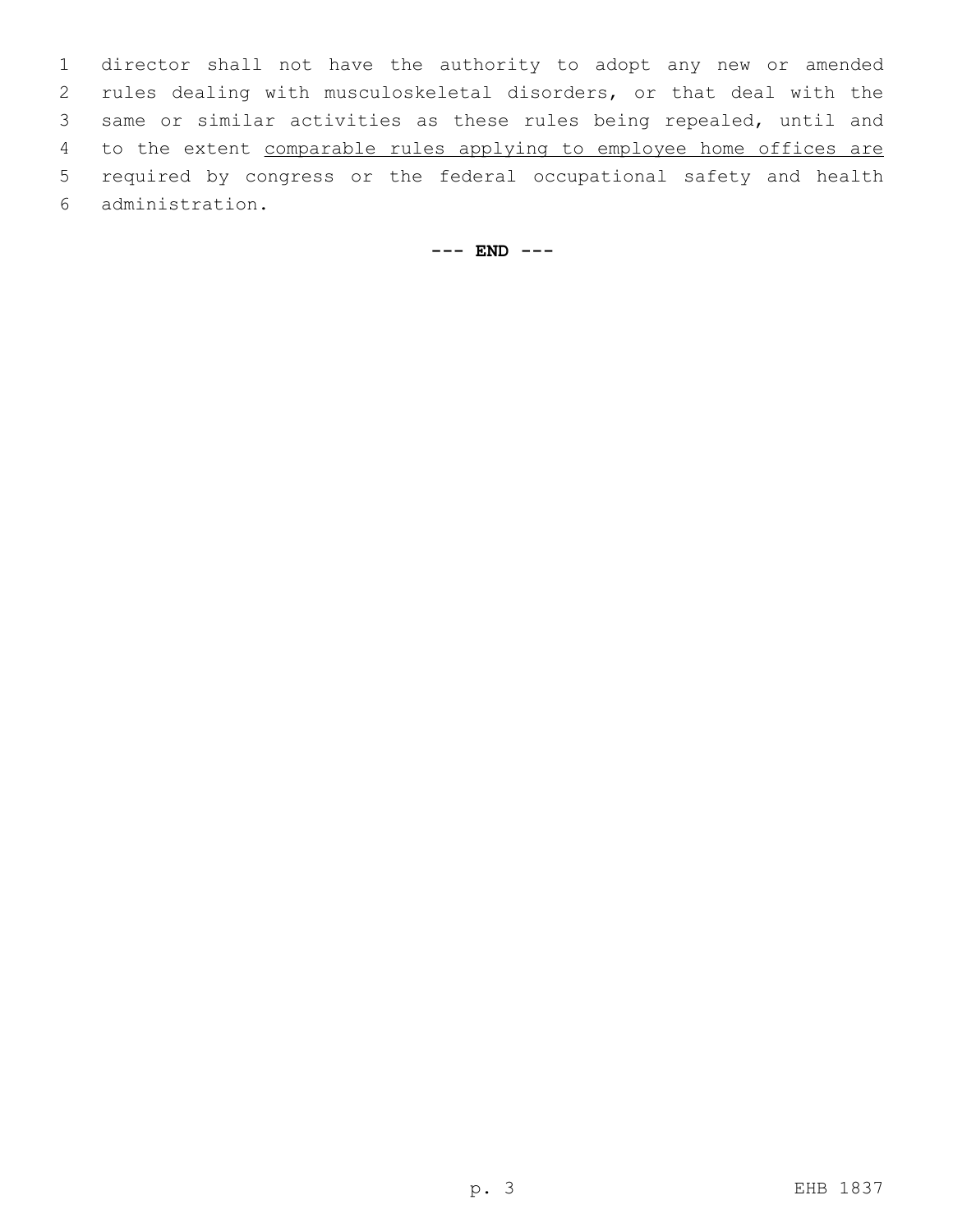director shall not have the authority to adopt any new or amended rules dealing with musculoskeletal disorders, or that deal with the same or similar activities as these rules being repealed, until and to the extent <u>comparable rules applying to employee home offices are</u> required by congress or the federal occupational safety and health administration.

**--- END ---**